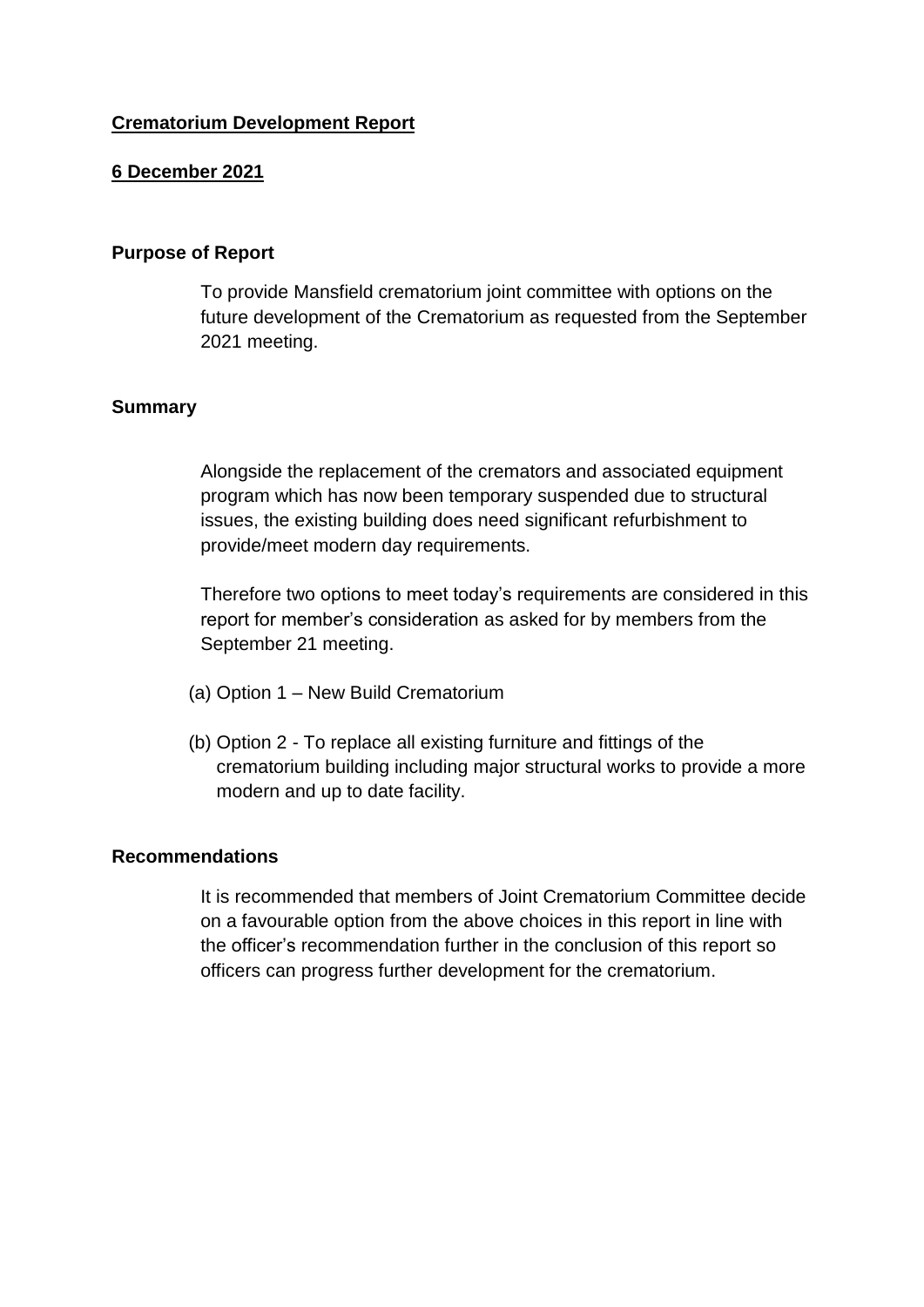# **Crematorium Development Report**

**6 December 2021**

## Purpose of Report

To provide Mansfield crematorium joint committee with options on the future development of the Crematorium as requested from the September 2021 meeting.

## Summary

Alongside the replacement of the cremators and associated equipment program which has now been temporary suspended due to structural issues, the existing building does need significant refurbishment to provide/meet modern day requirements.

Therefore two options to meet today's requirements are considered in this report for member's consideration as asked for by members from the September 21 meeting.

(a) Option 1 – New Build Crematorium

(b) Option 2 - To replace all existing furniture and fittings of the crematorium building including major structural works to provide a more modern and up to date facility.

## Recommendations

It is recommended that members of Joint Crematorium Committee decide on a favourable option from the above choices in this report in line with the officer's recommendation further in the conclusion of this report so officers can progress further development for the crematorium.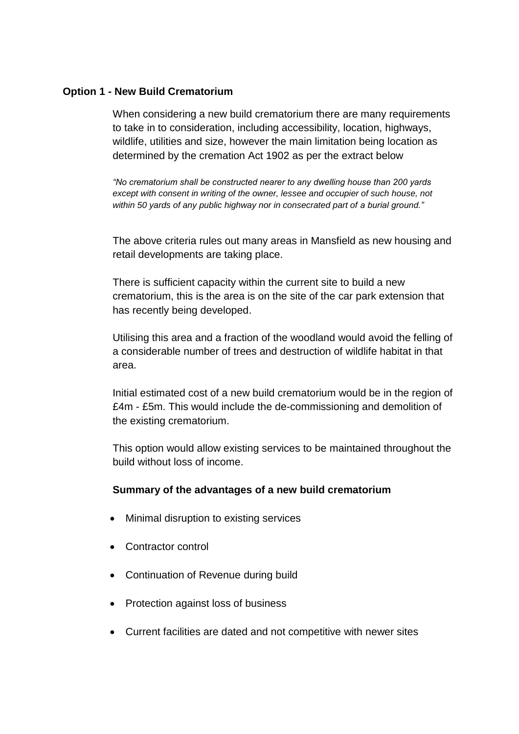**Option 1 - New Build Crematorium**

When considering a new build crematorium there are many requirements to take in to consideration, including accessibility, location, highways, wildlife, utilities and size, however the main limitation being location as determined by the cremation Act 1902 as per the extract below

*"No crematorium shall be constructed nearer to any dwelling house than 200 yards except with consent in writing of the owner, lessee and occupier of such house, not within 50 yards of any public highway nor in consecrated part of a burial ground."*

The above criteria rules out many areas in Mansfield as new housing and retail developments are taking place.

There is sufficient capacity within the current site to build a new crematorium, this is the area is on the site of the car park extension that has recently being developed.

Utilising this area and a fraction of the woodland would avoid the felling of a considerable number of trees and destruction of wildlife habitat in that area.

Initial estimated cost of a new build crematorium would be in the region of £4m - £5m. This would include the de-commissioning and demolition of the existing crematorium.

This option would allow existing services to be maintained throughout the build without loss of income.

**Summary of the advantages of a new build crematorium**

- Minimal disruption to existing services
- Contractor control
- Continuation of Revenue during build
- Protection against loss of business
- Current facilities are dated and not competitive with newer sites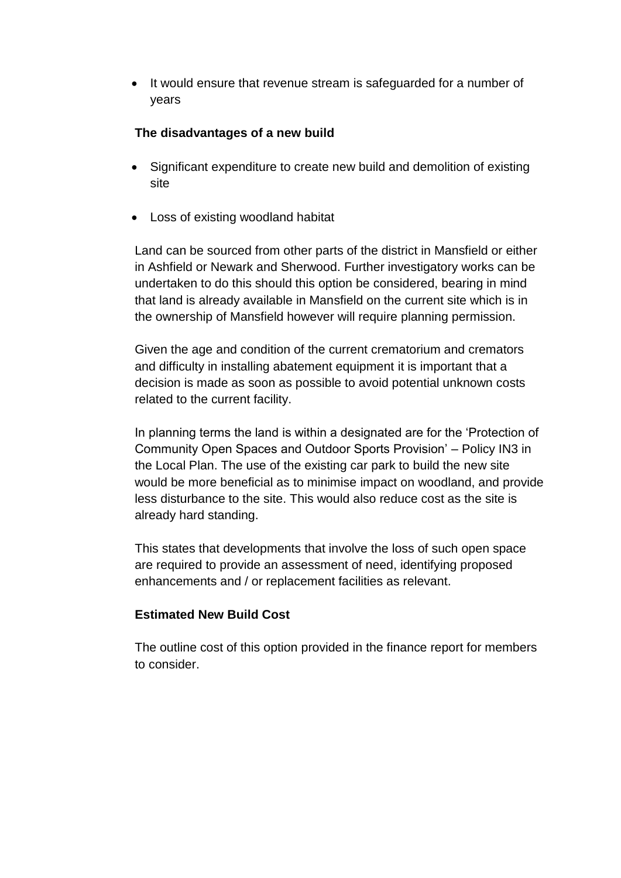- It would ensure that revenue stream is safeguarded for a number of years

**The disadvantages of a new build**

- Significant expenditure to create new build and demolition of existing site
- Loss of existing woodland habitat

Land can be sourced from other parts of the district in Mansfield or either in Ashfield or Newark and Sherwood. Further investigatory works can be undertaken to do this should this option be considered, bearing in mind that land is already available in Mansfield on the current site which is in the ownership of Mansfield however will require planning permission.

Given the age and condition of the current crematorium and cremators and difficulty in installing abatement equipment it is important that a decision is made as soon as possible to avoid potential unknown costs related to the current facility.

In planning terms the land is within a designated are for the 'Protection of Community Open Spaces and Outdoor Sports Provision' – Policy IN3 in the Local Plan. The use of the existing car park to build the new site would be more beneficial as to minimise impact on woodland, and provide less disturbance to the site. This would also reduce cost as the site is already hard standing.

This states that developments that involve the loss of such open space are required to provide an assessment of need, identifying proposed enhancements and / or replacement facilities as relevant.

**Estimated New Build Cost**

The outline cost of this option provided in the finance report for members to consider.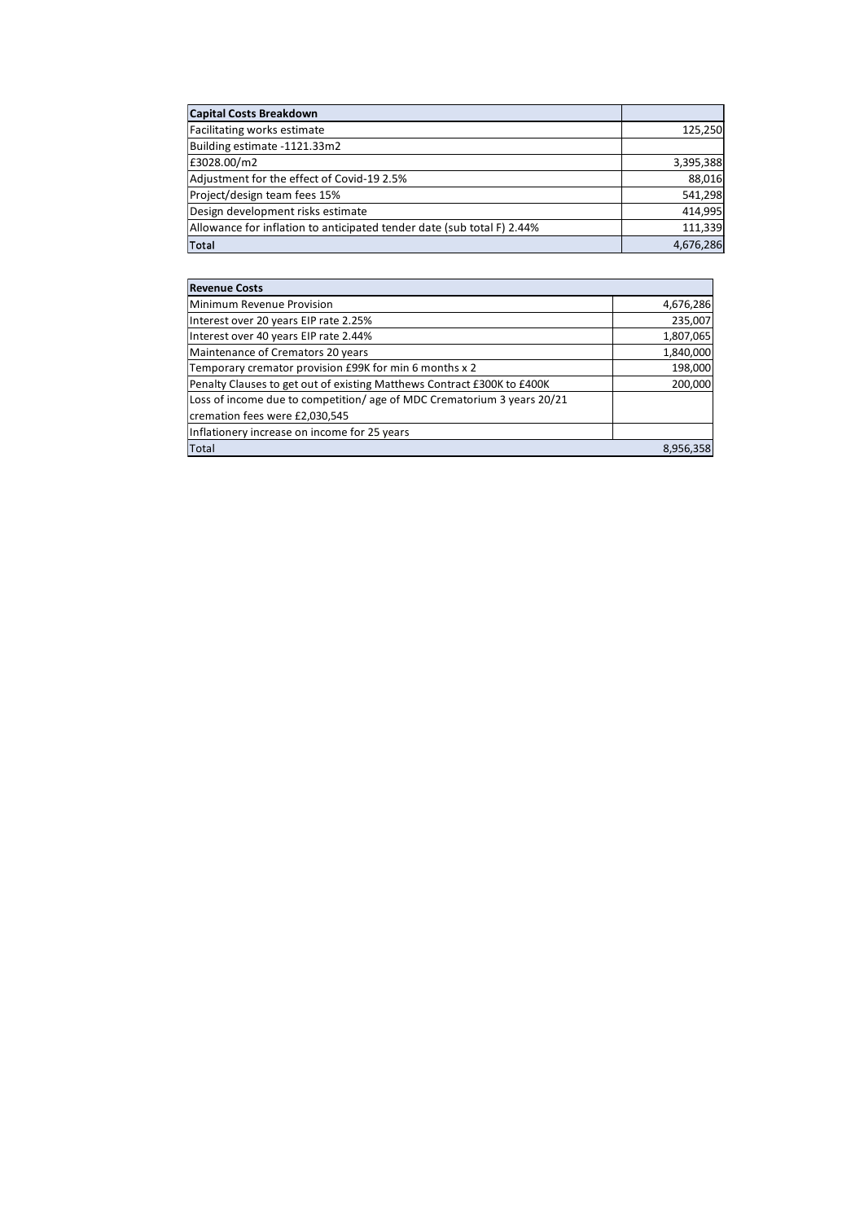| Capital Costs Breakdown | |
|---|---|
| Facilitating works estimate | 125,250 |
| Building estimate -1121.33m2 | |
| £3028.00/m2 | 3,395,388 |
| Adjustment for the effect of Covid-19 2.5% | 88,016 |
| Project/design team fees 15% | 541,298 |
| Design development risks estimate | 414,995 |
| Allowance for inflation to anticipated tender date (sub total F) 2.44% | 111,339 |
| **Total** | 4,676,286 |

| Revenue Costs | |
|---|---|
| Minimum Revenue Provision | 4,676,286 |
| Interest over 20 years EIP rate 2.25% | 235,007 |
| Interest over 40 years EIP rate 2.44% | 1,807,065 |
| Maintenance of Cremators 20 years | 1,840,000 |
| Temporary cremator provision £99K for min 6 months x 2 | 198,000 |
| Penalty Clauses to get out of existing Matthews Contract £300K to £400K | 200,000 |
| Loss of income due to competition/ age of MDC Crematorium 3 years 20/21 cremation fees were £2,030,545 | |
| Inflationery increase on income for 25 years | |
| Total | 8,956,358 |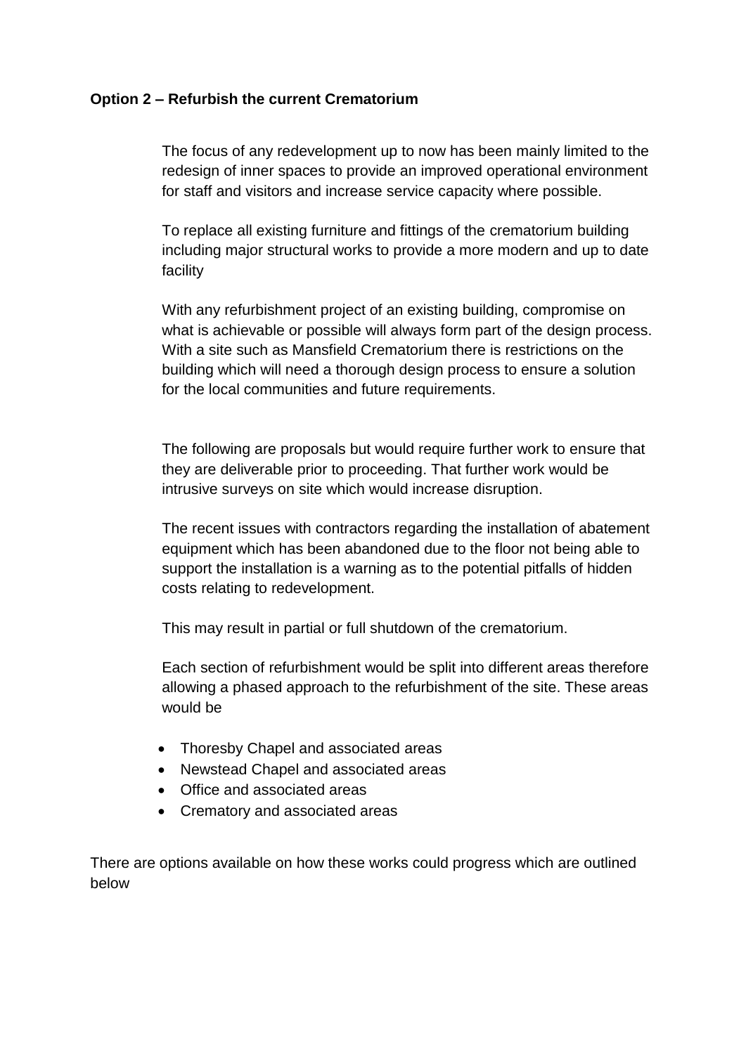**Option 2 – Refurbish the current Crematorium**

The focus of any redevelopment up to now has been mainly limited to the redesign of inner spaces to provide an improved operational environment for staff and visitors and increase service capacity where possible.

To replace all existing furniture and fittings of the crematorium building including major structural works to provide a more modern and up to date facility

With any refurbishment project of an existing building, compromise on what is achievable or possible will always form part of the design process. With a site such as Mansfield Crematorium there is restrictions on the building which will need a thorough design process to ensure a solution for the local communities and future requirements.

The following are proposals but would require further work to ensure that they are deliverable prior to proceeding. That further work would be intrusive surveys on site which would increase disruption.

The recent issues with contractors regarding the installation of abatement equipment which has been abandoned due to the floor not being able to support the installation is a warning as to the potential pitfalls of hidden costs relating to redevelopment.

This may result in partial or full shutdown of the crematorium.

Each section of refurbishment would be split into different areas therefore allowing a phased approach to the refurbishment of the site. These areas would be

- Thoresby Chapel and associated areas
- Newstead Chapel and associated areas
- Office and associated areas
- Crematory and associated areas

There are options available on how these works could progress which are outlined below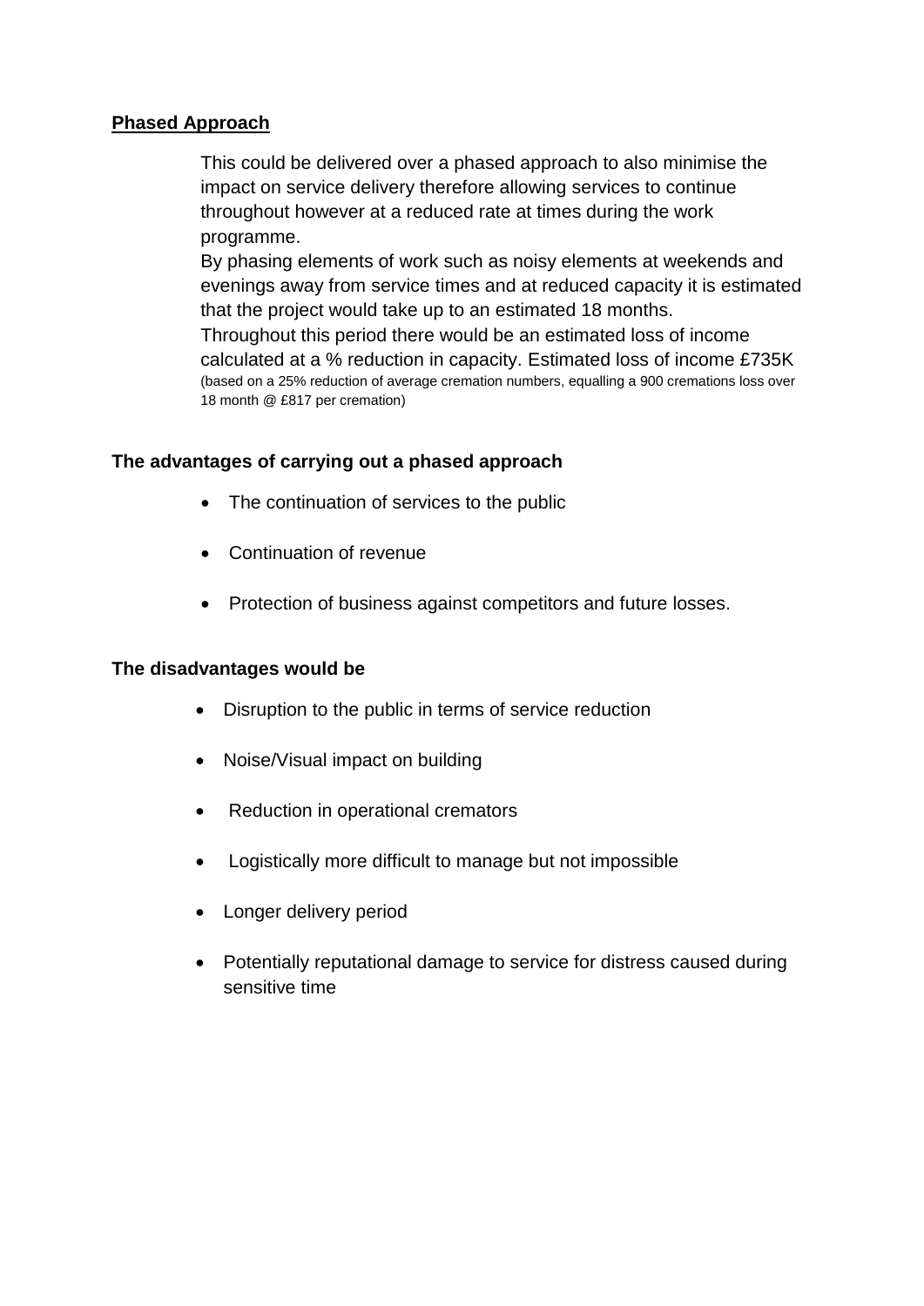## Phased Approach

This could be delivered over a phased approach to also minimise the impact on service delivery therefore allowing services to continue throughout however at a reduced rate at times during the work programme.

By phasing elements of work such as noisy elements at weekends and evenings away from service times and at reduced capacity it is estimated that the project would take up to an estimated 18 months.

Throughout this period there would be an estimated loss of income calculated at a % reduction in capacity. Estimated loss of income £735K (based on a 25% reduction of average cremation numbers, equalling a 900 cremations loss over 18 month @ £817 per cremation)

### The advantages of carrying out a phased approach

- The continuation of services to the public
- Continuation of revenue
- Protection of business against competitors and future losses.

### The disadvantages would be

- Disruption to the public in terms of service reduction
- Noise/Visual impact on building
- Reduction in operational cremators
- Logistically more difficult to manage but not impossible
- Longer delivery period
- Potentially reputational damage to service for distress caused during sensitive time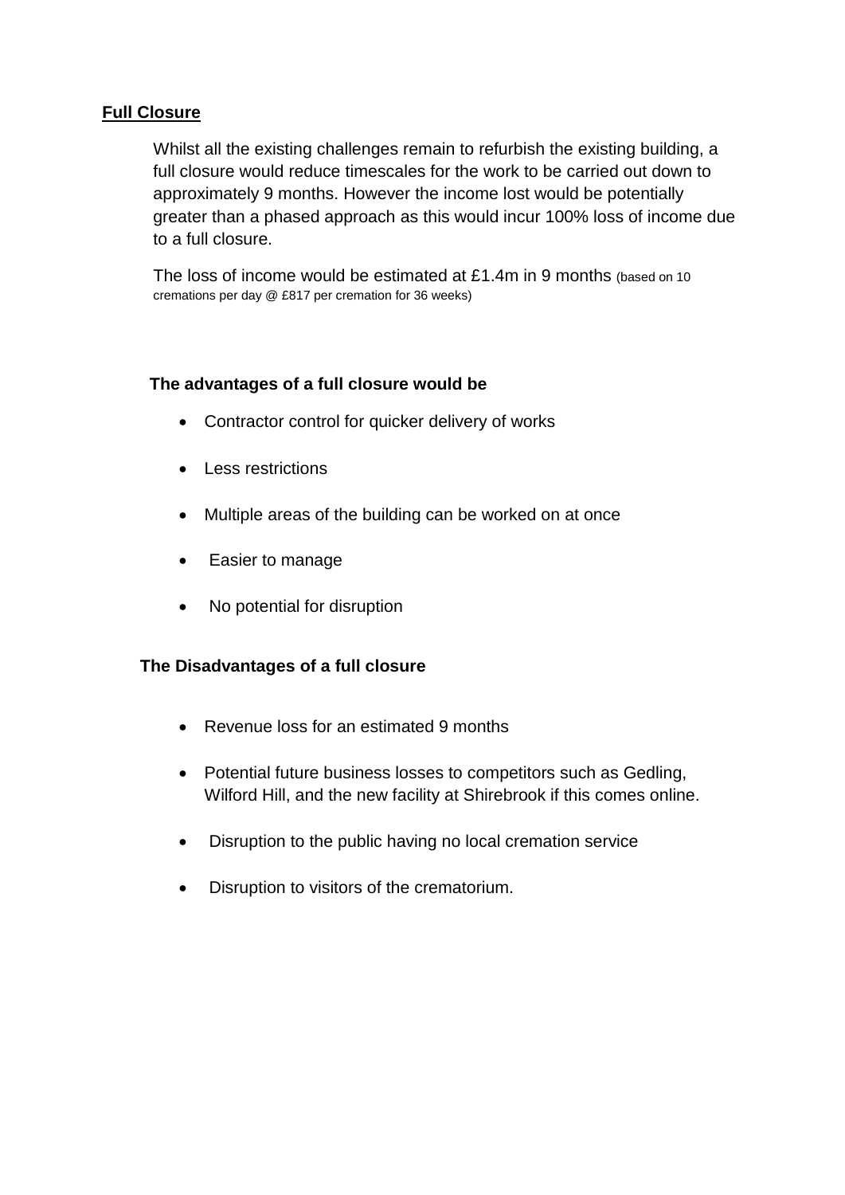**Full Closure**

Whilst all the existing challenges remain to refurbish the existing building, a full closure would reduce timescales for the work to be carried out down to approximately 9 months. However the income lost would be potentially greater than a phased approach as this would incur 100% loss of income due to a full closure.

The loss of income would be estimated at £1.4m in 9 months (based on 10 cremations per day @ £817 per cremation for 36 weeks)

**The advantages of a full closure would be**

- Contractor control for quicker delivery of works
- Less restrictions
- Multiple areas of the building can be worked on at once
- Easier to manage
- No potential for disruption

**The Disadvantages of a full closure**

- Revenue loss for an estimated 9 months
- Potential future business losses to competitors such as Gedling, Wilford Hill, and the new facility at Shirebrook if this comes online.
- Disruption to the public having no local cremation service
- Disruption to visitors of the crematorium.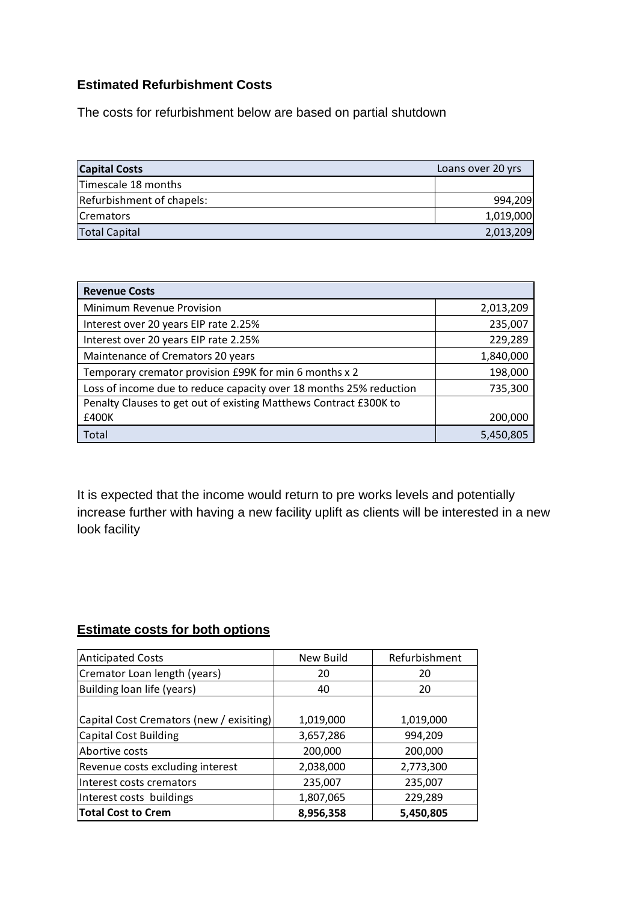## Estimated Refurbishment Costs

The costs for refurbishment below are based on partial shutdown

| Capital Costs | Loans over 20 yrs |
|---|---|
| Timescale 18 months | |
| Refurbishment of chapels: | 994,209 |
| Cremators | 1,019,000 |
| Total Capital | 2,013,209 |

| Revenue Costs | |
|---|---|
| Minimum Revenue Provision | 2,013,209 |
| Interest over 20 years EIP rate 2.25% | 235,007 |
| Interest over 20 years EIP rate 2.25% | 229,289 |
| Maintenance of Cremators 20 years | 1,840,000 |
| Temporary cremator provision £99K for min 6 months x 2 | 198,000 |
| Loss of income due to reduce capacity over 18 months 25% reduction | 735,300 |
| Penalty Clauses to get out of existing Matthews Contract £300K to £400K | 200,000 |
| Total | 5,450,805 |

It is expected that the income would return to pre works levels and potentially increase further with having a new facility uplift as clients will be interested in a new look facility

## Estimate costs for both options

| Anticipated Costs | New Build | Refurbishment |
|---|---|---|
| Cremator Loan length (years) | 20 | 20 |
| Building loan life (years) | 40 | 20 |
| Capital Cost Cremators (new / exisiting) | 1,019,000 | 1,019,000 |
| Capital Cost Building | 3,657,286 | 994,209 |
| Abortive costs | 200,000 | 200,000 |
| Revenue costs excluding interest | 2,038,000 | 2,773,300 |
| Interest costs cremators | 235,007 | 235,007 |
| Interest costs buildings | 1,807,065 | 229,289 |
| **Total Cost to Crem** | **8,956,358** | **5,450,805** |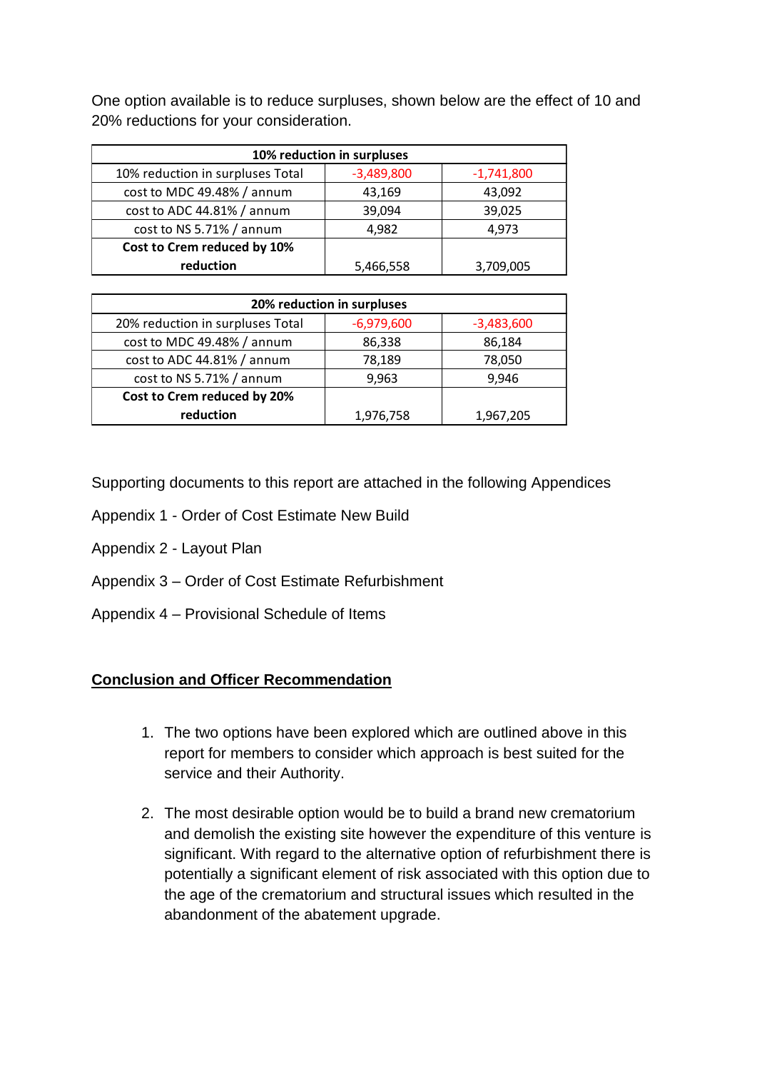One option available is to reduce surpluses, shown below are the effect of 10 and 20% reductions for your consideration.

| 10% reduction in surpluses | | |
|---|---|---|
| 10% reduction in surpluses Total | -3,489,800 | -1,741,800 |
| cost to MDC 49.48% / annum | 43,169 | 43,092 |
| cost to ADC 44.81% / annum | 39,094 | 39,025 |
| cost to NS 5.71% / annum | 4,982 | 4,973 |
| **Cost to Crem reduced by 10% reduction** | 5,466,558 | 3,709,005 |

| 20% reduction in surpluses | | |
|---|---|---|
| 20% reduction in surpluses Total | -6,979,600 | -3,483,600 |
| cost to MDC 49.48% / annum | 86,338 | 86,184 |
| cost to ADC 44.81% / annum | 78,189 | 78,050 |
| cost to NS 5.71% / annum | 9,963 | 9,946 |
| **Cost to Crem reduced by 20% reduction** | 1,976,758 | 1,967,205 |

Supporting documents to this report are attached in the following Appendices

Appendix 1 - Order of Cost Estimate New Build

Appendix 2 - Layout Plan

Appendix 3 – Order of Cost Estimate Refurbishment

Appendix 4 – Provisional Schedule of Items

## Conclusion and Officer Recommendation

1. The two options have been explored which are outlined above in this report for members to consider which approach is best suited for the service and their Authority.

2. The most desirable option would be to build a brand new crematorium and demolish the existing site however the expenditure of this venture is significant. With regard to the alternative option of refurbishment there is potentially a significant element of risk associated with this option due to the age of the crematorium and structural issues which resulted in the abandonment of the abatement upgrade.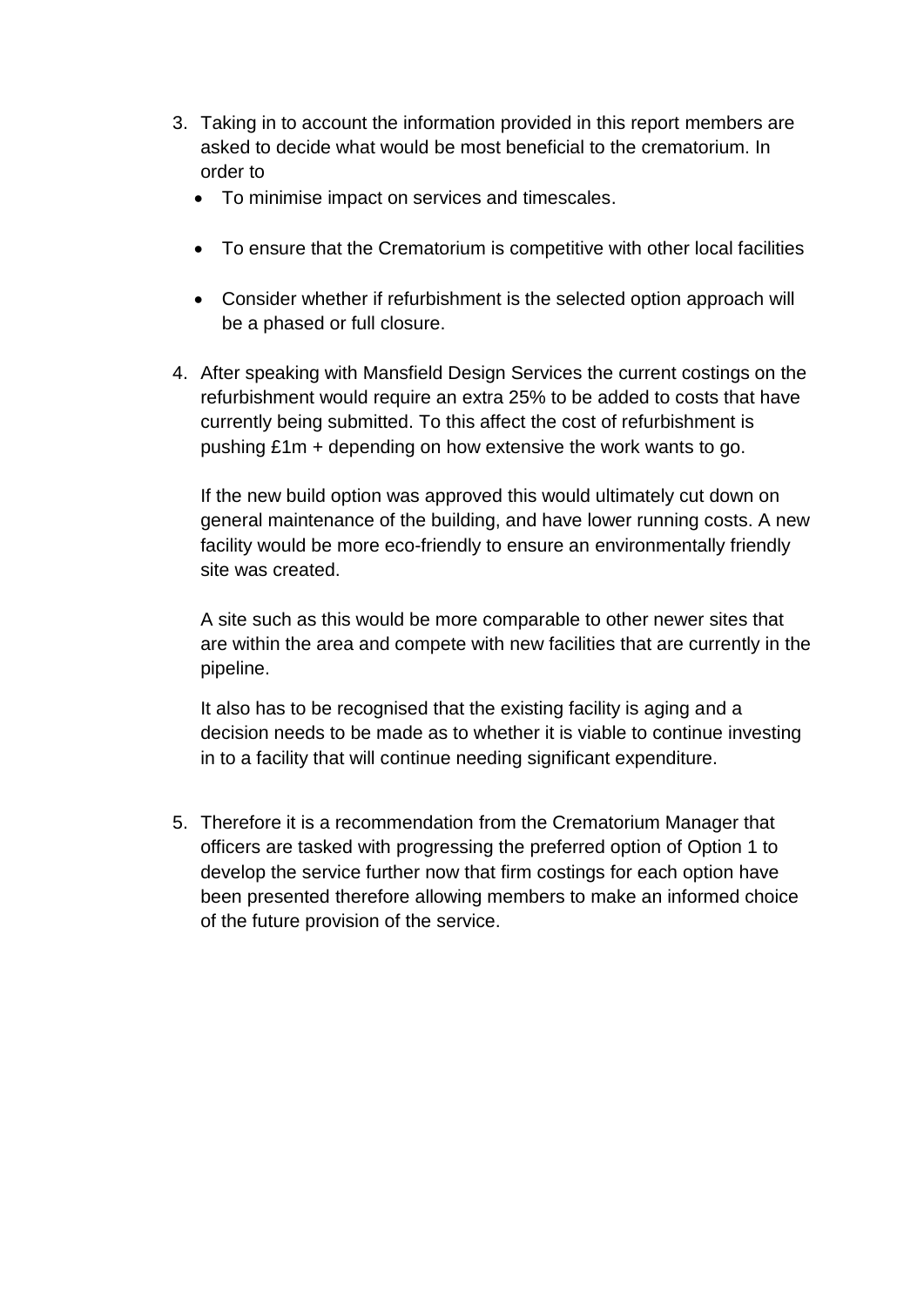3. Taking in to account the information provided in this report members are asked to decide what would be most beneficial to the crematorium. In order to

   - To minimise impact on services and timescales.

   - To ensure that the Crematorium is competitive with other local facilities

   - Consider whether if refurbishment is the selected option approach will be a phased or full closure.

4. After speaking with Mansfield Design Services the current costings on the refurbishment would require an extra 25% to be added to costs that have currently being submitted. To this affect the cost of refurbishment is pushing £1m + depending on how extensive the work wants to go.

   If the new build option was approved this would ultimately cut down on general maintenance of the building, and have lower running costs. A new facility would be more eco-friendly to ensure an environmentally friendly site was created.

   A site such as this would be more comparable to other newer sites that are within the area and compete with new facilities that are currently in the pipeline.

   It also has to be recognised that the existing facility is aging and a decision needs to be made as to whether it is viable to continue investing in to a facility that will continue needing significant expenditure.

5. Therefore it is a recommendation from the Crematorium Manager that officers are tasked with progressing the preferred option of Option 1 to develop the service further now that firm costings for each option have been presented therefore allowing members to make an informed choice of the future provision of the service.